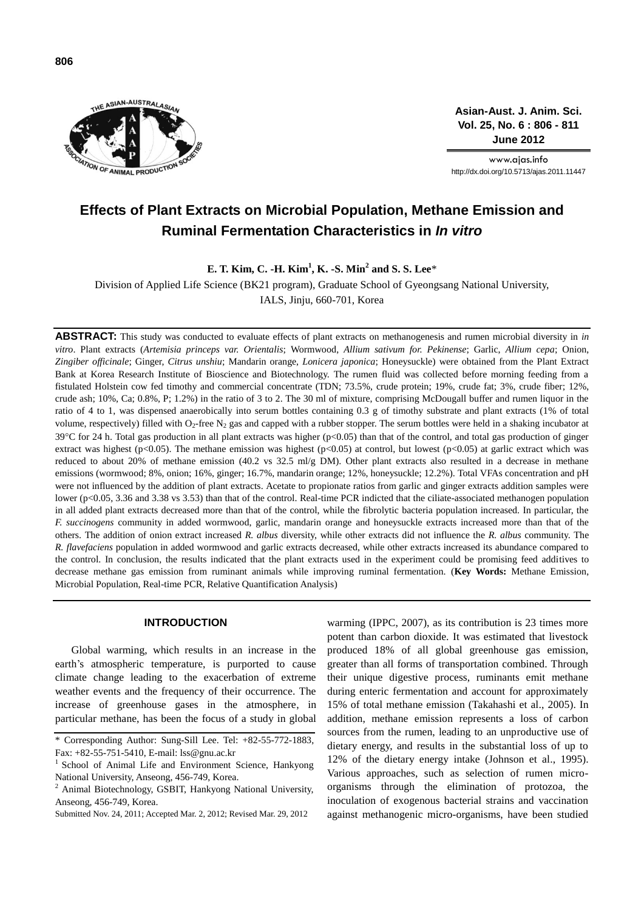# Effects of Plant Extracts on Microbial Population, Methane Emission and Ruminal Fermentation Characteristics in *In vitro*

**E. T. Kim, C. -H. Kim[1], K. -S. Min[2] and S. S. Lee***

Division of Applied Life Science (BK21 program), Graduate School of Gyeongsang National University, IALS, Jinju, 660-701, Korea

**ABSTRACT:** This study was conducted to evaluate effects of plant extracts on methanogenesis and rumen microbial diversity in *in vitro*. Plant extracts (*Artemisia princeps var. Orientalis*; Wormwood, *Allium sativum for. Pekinense*; Garlic, *Allium cepa*; Onion, *Zingiber officinale*; Ginger, *Citrus unshiu*; Mandarin orange, *Lonicera japonica*; Honeysuckle) were obtained from the Plant Extract Bank at Korea Research Institute of Bioscience and Biotechnology. The rumen fluid was collected before morning feeding from a fistulated Holstein cow fed timothy and commercial concentrate (TDN; 73.5%, crude protein; 19%, crude fat; 3%, crude fiber; 12%, crude ash; 10%, Ca; 0.8%, P; 1.2%) in the ratio of 3 to 2. The 30 ml of mixture, comprising McDougall buffer and rumen liquor in the ratio of 4 to 1, was dispensed anaerobically into serum bottles containing 0.3 g of timothy substrate and plant extracts (1% of total volume, respectively) filled with $O_2$-free $N_2$ gas and capped with a rubber stopper. The serum bottles were held in a shaking incubator at 39°C for 24 h. Total gas production in all plant extracts was higher ($p<0.05$) than that of the control, and total gas production of ginger extract was highest ($p<0.05$). The methane emission was highest ($p<0.05$) at control, but lowest ($p<0.05$) at garlic extract which was reduced to about 20% of methane emission (40.2 vs 32.5 ml/g DM). Other plant extracts also resulted in a decrease in methane emissions (wormwood; 8%, onion; 16%, ginger; 16.7%, mandarin orange; 12%, honeysuckle; 12.2%). Total VFAs concentration and pH were not influenced by the addition of plant extracts. Acetate to propionate ratios from garlic and ginger extracts addition samples were lower ($p<0.05$, 3.36 and 3.38 vs 3.53) than that of the control. Real-time PCR indicted that the ciliate-associated methanogen population in all added plant extracts decreased more than that of the control, while the fibrolytic bacteria population increased. In particular, the *F. succinogens* community in added wormwood, garlic, mandarin orange and honeysuckle extracts increased more than that of the others. The addition of onion extract increased *R. albus* diversity, while other extracts did not influence the *R. albus* community. The *R. flavefaciens* population in added wormwood and garlic extracts decreased, while other extracts increased its abundance compared to the control. In conclusion, the results indicated that the plant extracts used in the experiment could be promising feed additives to decrease methane gas emission from ruminant animals while improving ruminal fermentation. (**Key Words:** Methane Emission, Microbial Population, Real-time PCR, Relative Quantification Analysis)

## INTRODUCTION

Global warming, which results in an increase in the earth's atmospheric temperature, is purported to cause climate change leading to the exacerbation of extreme weather events and the frequency of their occurrence. The increase of greenhouse gases in the atmosphere, in particular methane, has been the focus of a study in global warming (IPPC, 2007), as its contribution is 23 times more potent than carbon dioxide. It was estimated that livestock produced 18% of all global greenhouse gas emission, greater than all forms of transportation combined. Through their unique digestive process, ruminants emit methane during enteric fermentation and account for approximately 15% of total methane emission (Takahashi et al., 2005). In addition, methane emission represents a loss of carbon sources from the rumen, leading to an unproductive use of dietary energy, and results in the substantial loss of up to 12% of the dietary energy intake (Johnson et al., 1995). Various approaches, such as selection of rumen micro-organisms through the elimination of protozoa, the inoculation of exogenous bacterial strains and vaccination against methanogenic micro-organisms, have been studied

---

* Corresponding Author: Sung-Sill Lee. Tel: +82-55-772-1883, Fax: +82-55-751-5410, E-mail: lss@gnu.ac.kr

[1] School of Animal Life and Environment Science, Hankyong National University, Anseong, 456-749, Korea.

[2] Animal Biotechnology, GSBIT, Hankyong National University, Anseong, 456-749, Korea.

Submitted Nov. 24, 2011; Accepted Mar. 2, 2012; Revised Mar. 29, 2012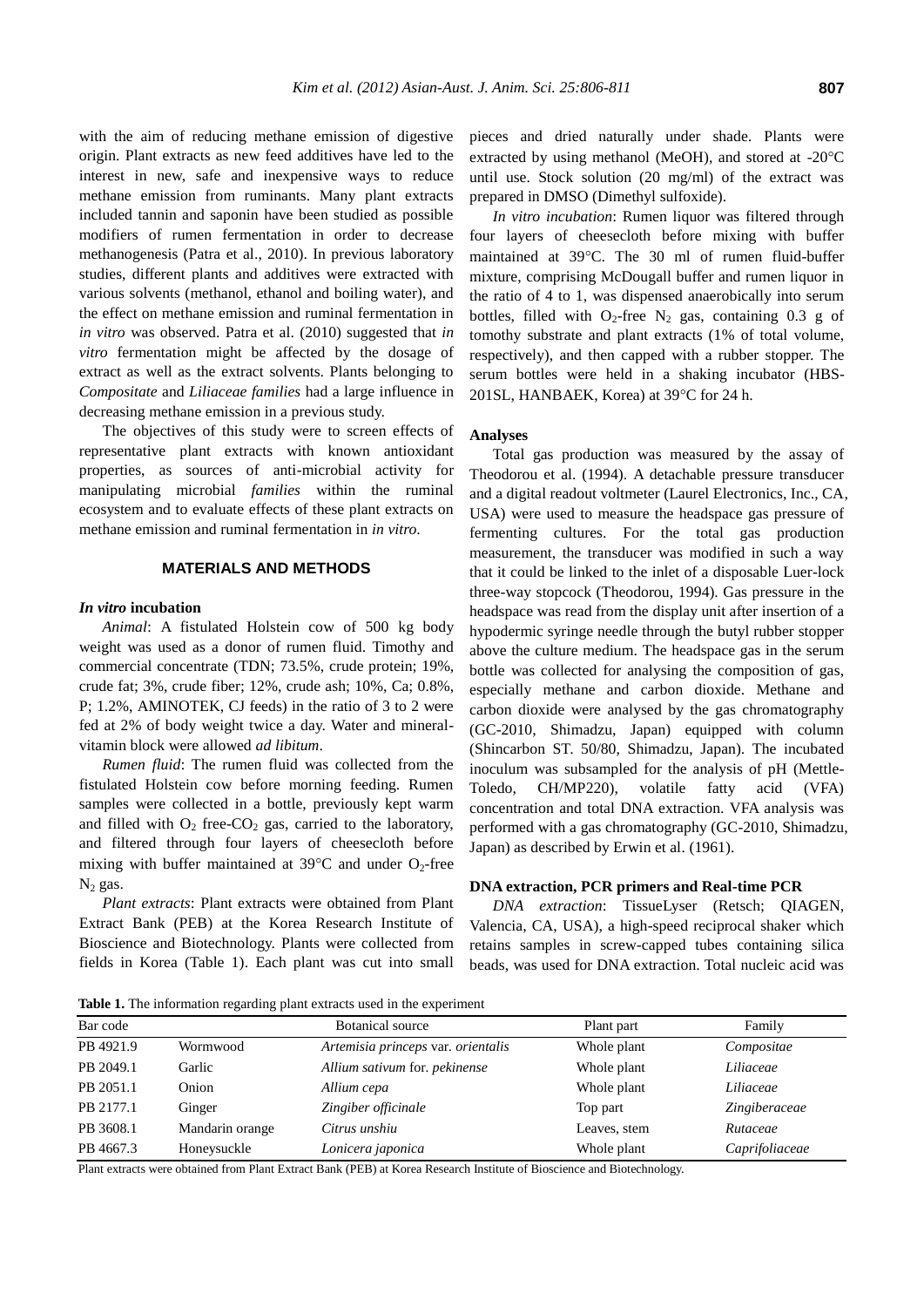with the aim of reducing methane emission of digestive origin. Plant extracts as new feed additives have led to the interest in new, safe and inexpensive ways to reduce methane emission from ruminants. Many plant extracts included tannin and saponin have been studied as possible modifiers of rumen fermentation in order to decrease methanogenesis (Patra et al., 2010). In previous laboratory studies, different plants and additives were extracted with various solvents (methanol, ethanol and boiling water), and the effect on methane emission and ruminal fermentation in *in vitro* was observed. Patra et al. (2010) suggested that *in vitro* fermentation might be affected by the dosage of extract as well as the extract solvents. Plants belonging to *Compositate* and *Liliaceae families* had a large influence in decreasing methane emission in a previous study.

The objectives of this study were to screen effects of representative plant extracts with known antioxidant properties, as sources of anti-microbial activity for manipulating microbial *families* within the ruminal ecosystem and to evaluate effects of these plant extracts on methane emission and ruminal fermentation in *in vitro*.

## MATERIALS AND METHODS

### *In vitro* incubation

*Animal*: A fistulated Holstein cow of 500 kg body weight was used as a donor of rumen fluid. Timothy and commercial concentrate (TDN; 73.5%, crude protein; 19%, crude fat; 3%, crude fiber; 12%, crude ash; 10%, Ca; 0.8%, P; 1.2%, AMINOTEK, CJ feeds) in the ratio of 3 to 2 were fed at 2% of body weight twice a day. Water and mineral-vitamin block were allowed *ad libitum*.

*Rumen fluid*: The rumen fluid was collected from the fistulated Holstein cow before morning feeding. Rumen samples were collected in a bottle, previously kept warm and filled with $O_2$ free-$CO_2$ gas, carried to the laboratory, and filtered through four layers of cheesecloth before mixing with buffer maintained at 39°C and under $O_2$-free $N_2$ gas.

*Plant extracts*: Plant extracts were obtained from Plant Extract Bank (PEB) at the Korea Research Institute of Bioscience and Biotechnology. Plants were collected from fields in Korea (Table 1). Each plant was cut into small pieces and dried naturally under shade. Plants were extracted by using methanol (MeOH), and stored at -20°C until use. Stock solution (20 mg/ml) of the extract was prepared in DMSO (Dimethyl sulfoxide).

*In vitro incubation*: Rumen liquor was filtered through four layers of cheesecloth before mixing with buffer maintained at 39°C. The 30 ml of rumen fluid-buffer mixture, comprising McDougall buffer and rumen liquor in the ratio of 4 to 1, was dispensed anaerobically into serum bottles, filled with $O_2$-free $N_2$ gas, containing 0.3 g of tomothy substrate and plant extracts (1% of total volume, respectively), and then capped with a rubber stopper. The serum bottles were held in a shaking incubator (HBS-201SL, HANBAEK, Korea) at 39°C for 24 h.

### Analyses

Total gas production was measured by the assay of Theodorou et al. (1994). A detachable pressure transducer and a digital readout voltmeter (Laurel Electronics, Inc., CA, USA) were used to measure the headspace gas pressure of fermenting cultures. For the total gas production measurement, the transducer was modified in such a way that it could be linked to the inlet of a disposable Luer-lock three-way stopcock (Theodorou, 1994). Gas pressure in the headspace was read from the display unit after insertion of a hypodermic syringe needle through the butyl rubber stopper above the culture medium. The headspace gas in the serum bottle was collected for analysing the composition of gas, especially methane and carbon dioxide. Methane and carbon dioxide were analysed by the gas chromatography (GC-2010, Shimadzu, Japan) equipped with column (Shincarbon ST. 50/80, Shimadzu, Japan). The incubated inoculum was subsampled for the analysis of pH (Mettle-Toledo, CH/MP220), volatile fatty acid (VFA) concentration and total DNA extraction. VFA analysis was performed with a gas chromatography (GC-2010, Shimadzu, Japan) as described by Erwin et al. (1961).

### DNA extraction, PCR primers and Real-time PCR

*DNA extraction*: TissueLyser (Retsch; QIAGEN, Valencia, CA, USA), a high-speed reciprocal shaker which retains samples in screw-capped tubes containing silica beads, was used for DNA extraction. Total nucleic acid was

**Table 1.** The information regarding plant extracts used in the experiment

| Bar code | | Botanical source | Plant part | Family |
|---|---|---|---|---|
| PB 4921.9 | Wormwood | *Artemisia princeps* var. *orientalis* | Whole plant | *Compositae* |
| PB 2049.1 | Garlic | *Allium sativum* for. *pekinense* | Whole plant | *Liliaceae* |
| PB 2051.1 | Onion | *Allium cepa* | Whole plant | *Liliaceae* |
| PB 2177.1 | Ginger | *Zingiber officinale* | Top part | *Zingiberaceae* |
| PB 3608.1 | Mandarin orange | *Citrus unshiu* | Leaves, stem | *Rutaceae* |
| PB 4667.3 | Honeysuckle | *Lonicera japonica* | Whole plant | *Caprifoliaceae* |

Plant extracts were obtained from Plant Extract Bank (PEB) at Korea Research Institute of Bioscience and Biotechnology.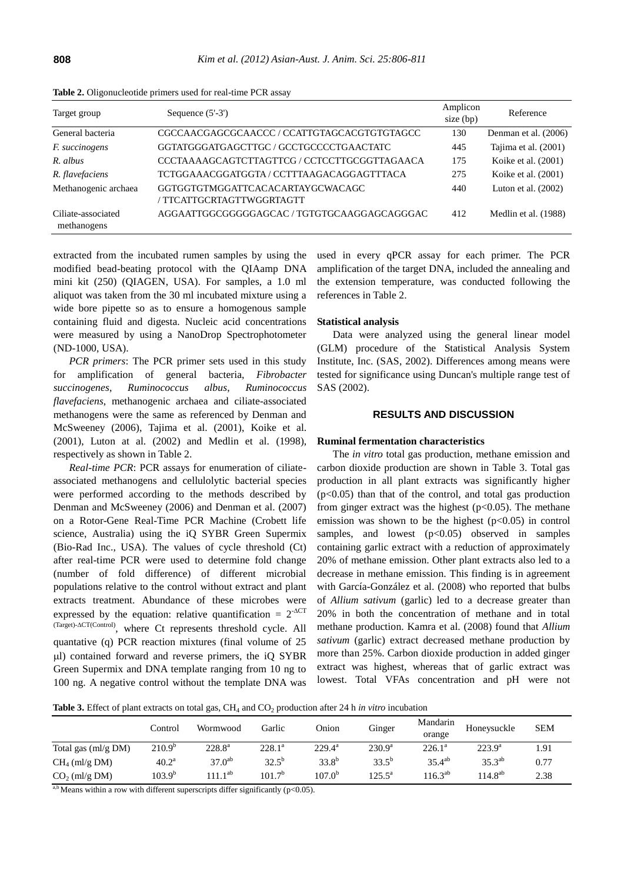**Table 2.** Oligonucleotide primers used for real-time PCR assay

| Target group | Sequence (5'-3') | Amplicon size (bp) | Reference |
|---|---|---|---|
| General bacteria | CGCCAACGAGCGCAACCC / CCATTGTAGCACGTGTGTAGCC | 130 | Denman et al. (2006) |
| *F. succinogens* | GGTATGGGATGAGCTTGC / GCCTGCCCCTGAACTATC | 445 | Tajima et al. (2001) |
| *R. albus* | CCCTAAAAGCAGTCTTAGTTCG / CCTCCTTGCGGTTAGAACA | 175 | Koike et al. (2001) |
| *R. flavefaciens* | TCTGGAAACGGATGGTA / CCTTTAAGACAGGAGTTTACA | 275 | Koike et al. (2001) |
| Methanogenic archaea | GGTGGTGTMGGATTCACACARTAYGCWACAGC / TTCATTGCRTAGTTWGGRTAGTT | 440 | Luton et al. (2002) |
| Ciliate-associated methanogens | AGGAATTGGCGGGGGAGCAC / TGTGTGCAAGGAGCAGGGAC | 412 | Medlin et al. (1988) |

extracted from the incubated rumen samples by using the modified bead-beating protocol with the QIAamp DNA mini kit (250) (QIAGEN, USA). For samples, a 1.0 ml aliquot was taken from the 30 ml incubated mixture using a wide bore pipette so as to ensure a homogenous sample containing fluid and digesta. Nucleic acid concentrations were measured by using a NanoDrop Spectrophotometer (ND-1000, USA).

*PCR primers*: The PCR primer sets used in this study for amplification of general bacteria, *Fibrobacter succinogenes*, *Ruminococcus albus*, *Ruminococcus flavefaciens*, methanogenic archaea and ciliate-associated methanogens were the same as referenced by Denman and McSweeney (2006), Tajima et al. (2001), Koike et al. (2001), Luton at al. (2002) and Medlin et al. (1998), respectively as shown in Table 2.

*Real-time PCR*: PCR assays for enumeration of ciliate-associated methanogens and cellulolytic bacterial species were performed according to the methods described by Denman and McSweeney (2006) and Denman et al. (2007) on a Rotor-Gene Real-Time PCR Machine (Crobett life science, Australia) using the iQ SYBR Green Supermix (Bio-Rad Inc., USA). The values of cycle threshold (Ct) after real-time PCR were used to determine fold change (number of fold difference) of different microbial populations relative to the control without extract and plant extracts treatment. Abundance of these microbes were expressed by the equation: relative quantification = $2^{-\Delta CT(Target)-\Delta CT(Control)}$, where Ct represents threshold cycle. All quantative (q) PCR reaction mixtures (final volume of 25 μl) contained forward and reverse primers, the iQ SYBR Green Supermix and DNA template ranging from 10 ng to 100 ng. A negative control without the template DNA was used in every qPCR assay for each primer. The PCR amplification of the target DNA, included the annealing and the extension temperature, was conducted following the references in Table 2.

### Statistical analysis

Data were analyzed using the general linear model (GLM) procedure of the Statistical Analysis System Institute, Inc. (SAS, 2002). Differences among means were tested for significance using Duncan's multiple range test of SAS (2002).

## RESULTS AND DISCUSSION

### Ruminal fermentation characteristics

The *in vitro* total gas production, methane emission and carbon dioxide production are shown in Table 3. Total gas production in all plant extracts was significantly higher ($p<0.05$) than that of the control, and total gas production from ginger extract was the highest ($p<0.05$). The methane emission was shown to be the highest ($p<0.05$) in control samples, and lowest ($p<0.05$) observed in samples containing garlic extract with a reduction of approximately 20% of methane emission. Other plant extracts also led to a decrease in methane emission. This finding is in agreement with García-González et al. (2008) who reported that bulbs of *Allium sativum* (garlic) led to a decrease greater than 20% in both the concentration of methane and in total methane production. Kamra et al. (2008) found that *Allium sativum* (garlic) extract decreased methane production by more than 25%. Carbon dioxide production in added ginger extract was highest, whereas that of garlic extract was lowest. Total VFAs concentration and pH were not

**Table 3.** Effect of plant extracts on total gas, $CH_4$ and $CO_2$ production after 24 h *in vitro* incubation

| | Control | Wormwood | Garlic | Onion | Ginger | Mandarin orange | Honeysuckle | SEM |
|---|---|---|---|---|---|---|---|---|
| Total gas (ml/g DM) | $210.9^{b}$ | $228.8^{a}$ | $228.1^{a}$ | $229.4^{a}$ | $230.9^{a}$ | $226.1^{a}$ | $223.9^{a}$ | 1.91 |
| $CH_4$ (ml/g DM) | $40.2^{a}$ | $37.0^{ab}$ | $32.5^{b}$ | $33.8^{b}$ | $33.5^{b}$ | $35.4^{ab}$ | $35.3^{ab}$ | 0.77 |
| $CO_2$ (ml/g DM) | $103.9^{b}$ | $111.1^{ab}$ | $101.7^{b}$ | $107.0^{b}$ | $125.5^{a}$ | $116.3^{ab}$ | $114.8^{ab}$ | 2.38 |

[a,b] Means within a row with different superscripts differ significantly ($p<0.05$).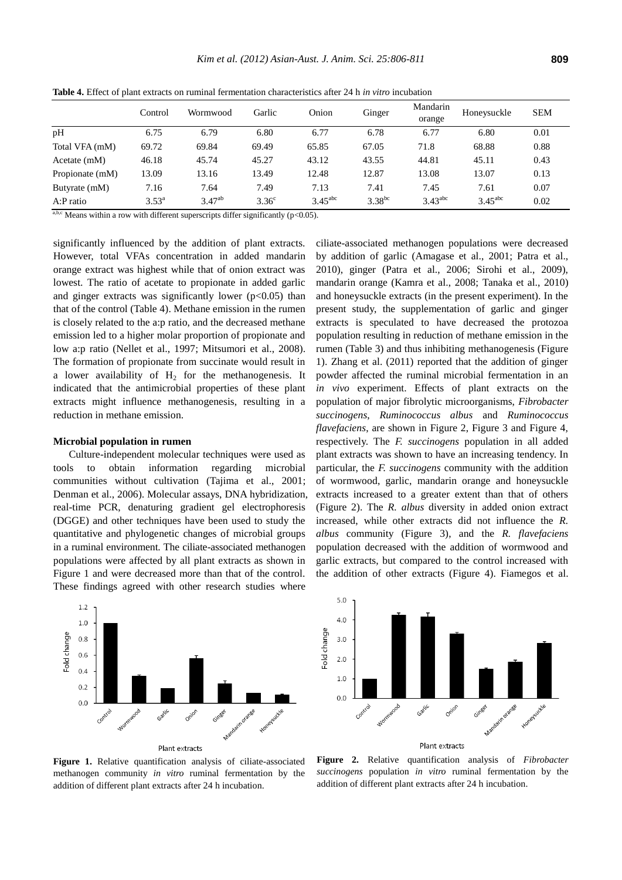**Table 4.** Effect of plant extracts on ruminal fermentation characteristics after 24 h *in vitro* incubation

| | Control | Wormwood | Garlic | Onion | Ginger | Mandarin orange | Honeysuckle | SEM |
|---|---|---|---|---|---|---|---|---|
| pH | 6.75 | 6.79 | 6.80 | 6.77 | 6.78 | 6.77 | 6.80 | 0.01 |
| Total VFA (mM) | 69.72 | 69.84 | 69.49 | 65.85 | 67.05 | 71.8 | 68.88 | 0.88 |
| Acetate (mM) | 46.18 | 45.74 | 45.27 | 43.12 | 43.55 | 44.81 | 45.11 | 0.43 |
| Propionate (mM) | 13.09 | 13.16 | 13.49 | 12.48 | 12.87 | 13.08 | 13.07 | 0.13 |
| Butyrate (mM) | 7.16 | 7.64 | 7.49 | 7.13 | 7.41 | 7.45 | 7.61 | 0.07 |
| A:P ratio | $3.53^{a}$ | $3.47^{ab}$ | $3.36^{c}$ | $3.45^{abc}$ | $3.38^{bc}$ | $3.43^{abc}$ | $3.45^{abc}$ | 0.02 |

a,b,c Means within a row with different superscripts differ significantly ($p<0.05$).

significantly influenced by the addition of plant extracts. However, total VFAs concentration in added mandarin orange extract was highest while that of onion extract was lowest. The ratio of acetate to propionate in added garlic and ginger extracts was significantly lower ($p<0.05$) than that of the control (Table 4). Methane emission in the rumen is closely related to the a:p ratio, and the decreased methane emission led to a higher molar proportion of propionate and low a:p ratio (Nellet et al., 1997; Mitsumori et al., 2008). The formation of propionate from succinate would result in a lower availability of $H_2$ for the methanogenesis. It indicated that the antimicrobial properties of these plant extracts might influence methanogenesis, resulting in a reduction in methane emission.

**Microbial population in rumen**

Culture-independent molecular techniques were used as tools to obtain information regarding microbial communities without cultivation (Tajima et al., 2001; Denman et al., 2006). Molecular assays, DNA hybridization, real-time PCR, denaturing gradient gel electrophoresis (DGGE) and other techniques have been used to study the quantitative and phylogenetic changes of microbial groups in a ruminal environment. The ciliate-associated methanogen populations were affected by all plant extracts as shown in Figure 1 and were decreased more than that of the control. These findings agreed with other research studies where ciliate-associated methanogen populations were decreased by addition of garlic (Amagase et al., 2001; Patra et al., 2010), ginger (Patra et al., 2006; Sirohi et al., 2009), mandarin orange (Kamra et al., 2008; Tanaka et al., 2010) and honeysuckle extracts (in the present experiment). In the present study, the supplementation of garlic and ginger extracts is speculated to have decreased the protozoa population resulting in reduction of methane emission in the rumen (Table 3) and thus inhibiting methanogenesis (Figure 1). Zhang et al. (2011) reported that the addition of ginger powder affected the ruminal microbial fermentation in an *in vivo* experiment. Effects of plant extracts on the population of major fibrolytic microorganisms, *Fibrobacter succinogens*, *Ruminococcus albus* and *Ruminococcus flavefaciens*, are shown in Figure 2, Figure 3 and Figure 4, respectively. The *F. succinogens* population in all added plant extracts was shown to have an increasing tendency. In particular, the *F. succinogens* community with the addition of wormwood, garlic, mandarin orange and honeysuckle extracts increased to a greater extent than that of others (Figure 2). The *R. albus* diversity in added onion extract increased, while other extracts did not influence the *R. albus* community (Figure 3), and the *R. flavefaciens* population decreased with the addition of wormwood and garlic extracts, but compared to the control increased with the addition of other extracts (Figure 4). Fiamegos et al.

**Figure 1.** Relative quantification analysis of ciliate-associated methanogen community *in vitro* ruminal fermentation by the addition of different plant extracts after 24 h incubation.

**Figure 2.** Relative quantification analysis of *Fibrobacter succinogens* population *in vitro* ruminal fermentation by the addition of different plant extracts after 24 h incubation.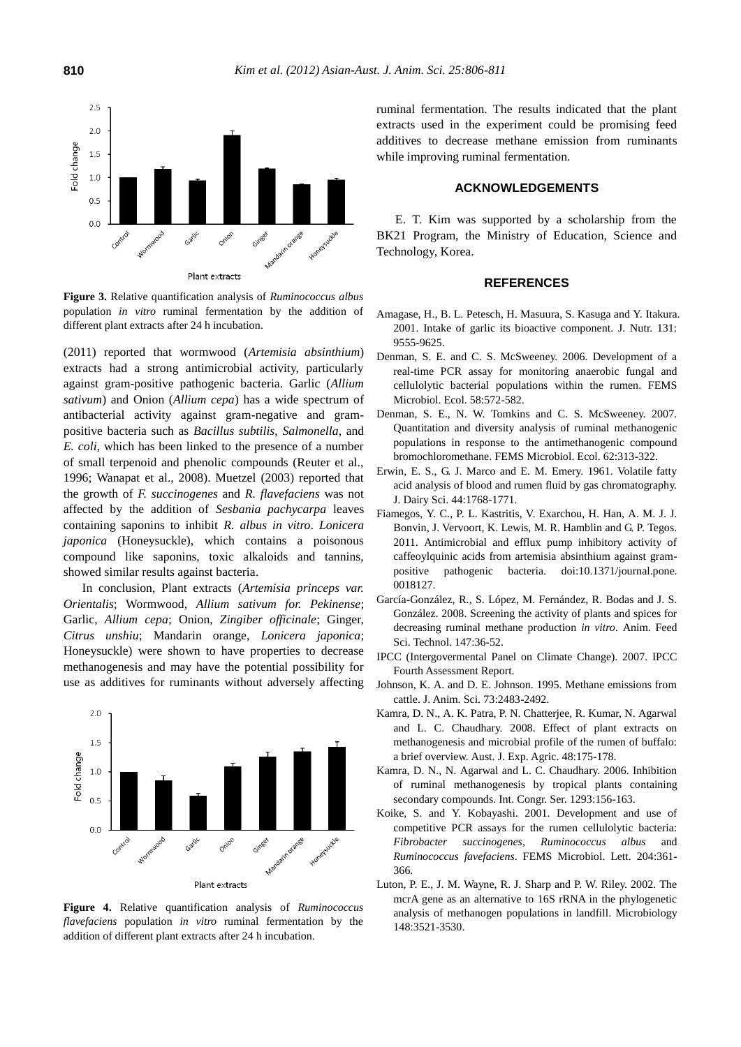Figure 3. Relative quantification analysis of *Ruminococcus albus* population *in vitro* ruminal fermentation by the addition of different plant extracts after 24 h incubation.

(2011) reported that wormwood (*Artemisia absinthium*) extracts had a strong antimicrobial activity, particularly against gram-positive pathogenic bacteria. Garlic (*Allium sativum*) and Onion (*Allium cepa*) has a wide spectrum of antibacterial activity against gram-negative and gram-positive bacteria such as *Bacillus subtilis*, *Salmonella*, and *E. coli*, which has been linked to the presence of a number of small terpenoid and phenolic compounds (Reuter et al., 1996; Wanapat et al., 2008). Muetzel (2003) reported that the growth of *F. succinogenes* and *R. flavefaciens* was not affected by the addition of *Sesbania pachycarpa* leaves containing saponins to inhibit *R. albus in vitro*. *Lonicera japonica* (Honeysuckle), which contains a poisonous compound like saponins, toxic alkaloids and tannins, showed similar results against bacteria.

In conclusion, Plant extracts (*Artemisia princeps var. Orientalis*; Wormwood, *Allium sativum for. Pekinense*; Garlic, *Allium cepa*; Onion, *Zingiber officinale*; Ginger, *Citrus unshiu*; Mandarin orange, *Lonicera japonica*; Honeysuckle) were shown to have properties to decrease methanogenesis and may have the potential possibility for use as additives for ruminants without adversely affecting ruminal fermentation. The results indicated that the plant extracts used in the experiment could be promising feed additives to decrease methane emission from ruminants while improving ruminal fermentation.

Figure 4. Relative quantification analysis of *Ruminococcus flavefaciens* population *in vitro* ruminal fermentation by the addition of different plant extracts after 24 h incubation.

## ACKNOWLEDGEMENTS

E. T. Kim was supported by a scholarship from the BK21 Program, the Ministry of Education, Science and Technology, Korea.

## REFERENCES

Amagase, H., B. L. Petesch, H. Masuura, S. Kasuga and Y. Itakura. 2001. Intake of garlic its bioactive component. J. Nutr. 131: 9555-9625.

Denman, S. E. and C. S. McSweeney. 2006. Development of a real-time PCR assay for monitoring anaerobic fungal and cellulolytic bacterial populations within the rumen. FEMS Microbiol. Ecol. 58:572-582.

Denman, S. E., N. W. Tomkins and C. S. McSweeney. 2007. Quantitation and diversity analysis of ruminal methanogenic populations in response to the antimethanogenic compound bromochloromethane. FEMS Microbiol. Ecol. 62:313-322.

Erwin, E. S., G. J. Marco and E. M. Emery. 1961. Volatile fatty acid analysis of blood and rumen fluid by gas chromatography. J. Dairy Sci. 44:1768-1771.

Fiamegos, Y. C., P. L. Kastritis, V. Exarchou, H. Han, A. M. J. J. Bonvin, J. Vervoort, K. Lewis, M. R. Hamblin and G. P. Tegos. 2011. Antimicrobial and efflux pump inhibitory activity of caffeoylquinic acids from artemisia absinthium against gram-positive pathogenic bacteria. doi:10.1371/journal.pone.0018127.

García-González, R., S. López, M. Fernández, R. Bodas and J. S. González. 2008. Screening the activity of plants and spices for decreasing ruminal methane production *in vitro*. Anim. Feed Sci. Technol. 147:36-52.

IPCC (Intergovermental Panel on Climate Change). 2007. IPCC Fourth Assessment Report.

Johnson, K. A. and D. E. Johnson. 1995. Methane emissions from cattle. J. Anim. Sci. 73:2483-2492.

Kamra, D. N., A. K. Patra, P. N. Chatterjee, R. Kumar, N. Agarwal and L. C. Chaudhary. 2008. Effect of plant extracts on methanogenesis and microbial profile of the rumen of buffalo: a brief overview. Aust. J. Exp. Agric. 48:175-178.

Kamra, D. N., N. Agarwal and L. C. Chaudhary. 2006. Inhibition of ruminal methanogenesis by tropical plants containing secondary compounds. Int. Congr. Ser. 1293:156-163.

Koike, S. and Y. Kobayashi. 2001. Development and use of competitive PCR assays for the rumen cellulolytic bacteria: *Fibrobacter succinogenes*, *Ruminococcus albus* and *Ruminococcus favefaciens*. FEMS Microbiol. Lett. 204:361-366.

Luton, P. E., J. M. Wayne, R. J. Sharp and P. W. Riley. 2002. The mcrA gene as an alternative to 16S rRNA in the phylogenetic analysis of methanogen populations in landfill. Microbiology 148:3521-3530.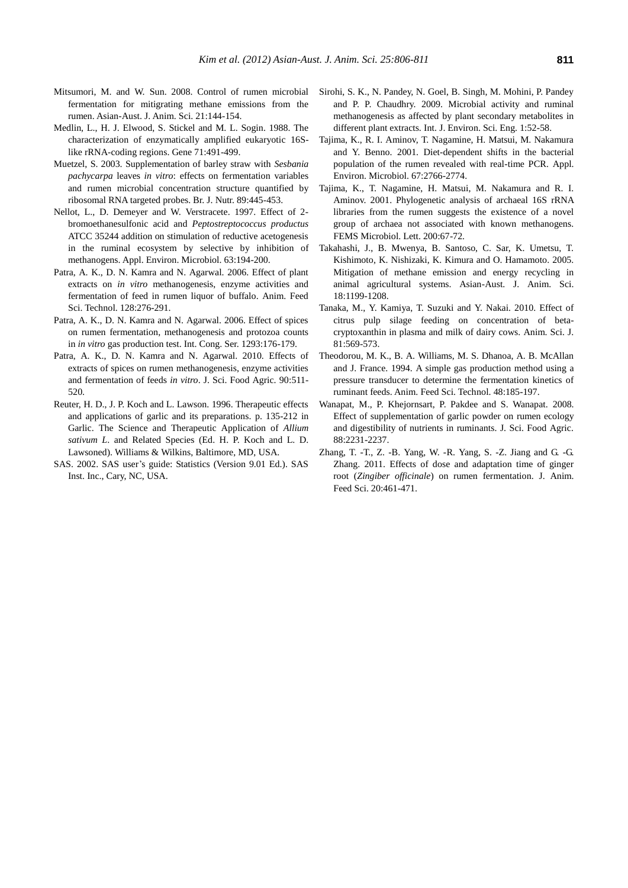Mitsumori, M. and W. Sun. 2008. Control of rumen microbial fermentation for mitigrating methane emissions from the rumen. Asian-Aust. J. Anim. Sci. 21:144-154.

Medlin, L., H. J. Elwood, S. Stickel and M. L. Sogin. 1988. The characterization of enzymatically amplified eukaryotic 16S-like rRNA-coding regions. Gene 71:491-499.

Muetzel, S. 2003. Supplementation of barley straw with *Sesbania pachycarpa* leaves *in vitro*: effects on fermentation variables and rumen microbial concentration structure quantified by ribosomal RNA targeted probes. Br. J. Nutr. 89:445-453.

Nellot, L., D. Demeyer and W. Verstracete. 1997. Effect of 2-bromoethanesulfonic acid and *Peptostreptococcus productus* ATCC 35244 addition on stimulation of reductive acetogenesis in the ruminal ecosystem by selective by inhibition of methanogens. Appl. Environ. Microbiol. 63:194-200.

Patra, A. K., D. N. Kamra and N. Agarwal. 2006. Effect of plant extracts on *in vitro* methanogenesis, enzyme activities and fermentation of feed in rumen liquor of buffalo. Anim. Feed Sci. Technol. 128:276-291.

Patra, A. K., D. N. Kamra and N. Agarwal. 2006. Effect of spices on rumen fermentation, methanogenesis and protozoa counts in *in vitro* gas production test. Int. Cong. Ser. 1293:176-179.

Patra, A. K., D. N. Kamra and N. Agarwal. 2010. Effects of extracts of spices on rumen methanogenesis, enzyme activities and fermentation of feeds *in vitro*. J. Sci. Food Agric. 90:511-520.

Reuter, H. D., J. P. Koch and L. Lawson. 1996. Therapeutic effects and applications of garlic and its preparations. p. 135-212 in Garlic. The Science and Therapeutic Application of *Allium sativum L*. and Related Species (Ed. H. P. Koch and L. D. Lawsoned). Williams & Wilkins, Baltimore, MD, USA.

SAS. 2002. SAS user's guide: Statistics (Version 9.01 Ed.). SAS Inst. Inc., Cary, NC, USA.

Sirohi, S. K., N. Pandey, N. Goel, B. Singh, M. Mohini, P. Pandey and P. P. Chaudhry. 2009. Microbial activity and ruminal methanogenesis as affected by plant secondary metabolites in different plant extracts. Int. J. Environ. Sci. Eng. 1:52-58.

Tajima, K., R. I. Aminov, T. Nagamine, H. Matsui, M. Nakamura and Y. Benno. 2001. Diet-dependent shifts in the bacterial population of the rumen revealed with real-time PCR. Appl. Environ. Microbiol. 67:2766-2774.

Tajima, K., T. Nagamine, H. Matsui, M. Nakamura and R. I. Aminov. 2001. Phylogenetic analysis of archaeal 16S rRNA libraries from the rumen suggests the existence of a novel group of archaea not associated with known methanogens. FEMS Microbiol. Lett. 200:67-72.

Takahashi, J., B. Mwenya, B. Santoso, C. Sar, K. Umetsu, T. Kishimoto, K. Nishizaki, K. Kimura and O. Hamamoto. 2005. Mitigation of methane emission and energy recycling in animal agricultural systems. Asian-Aust. J. Anim. Sci. 18:1199-1208.

Tanaka, M., Y. Kamiya, T. Suzuki and Y. Nakai. 2010. Effect of citrus pulp silage feeding on concentration of beta-cryptoxanthin in plasma and milk of dairy cows. Anim. Sci. J. 81:569-573.

Theodorou, M. K., B. A. Williams, M. S. Dhanoa, A. B. McAllan and J. France. 1994. A simple gas production method using a pressure transducer to determine the fermentation kinetics of ruminant feeds. Anim. Feed Sci. Technol. 48:185-197.

Wanapat, M., P. Khejornsart, P. Pakdee and S. Wanapat. 2008. Effect of supplementation of garlic powder on rumen ecology and digestibility of nutrients in ruminants. J. Sci. Food Agric. 88:2231-2237.

Zhang, T. -T., Z. -B. Yang, W. -R. Yang, S. -Z. Jiang and G. -G. Zhang. 2011. Effects of dose and adaptation time of ginger root (*Zingiber officinale*) on rumen fermentation. J. Anim. Feed Sci. 20:461-471.